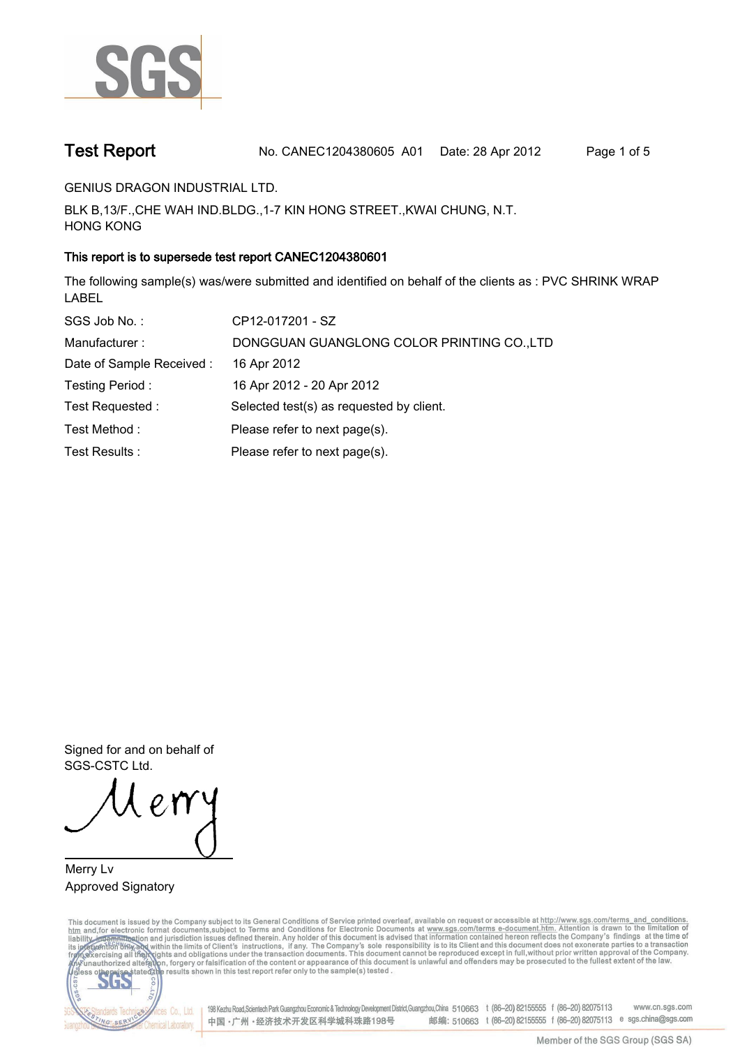# Test Report

No. CANEC1204380605 A01 Date: 28 Apr 2012

GENIUS DRAGON INDUSTRIAL LTD.

BLK B,13/F.,CHE WAH IND.BLDG.,1-7 KIN HONG STREET.,KWAI CHUNG, N.T.
HONG KONG

**This report is to supersede test report CANEC1204380601**

The following sample(s) was/were submitted and identified on behalf of the clients as : PVC SHRINK WRAP LABEL

| | |
|---|---|
| SGS Job No. : | CP12-017201 - SZ |
| Manufacturer : | DONGGUAN GUANGLONG COLOR PRINTING CO.,LTD |
| Date of Sample Received : | 16 Apr 2012 |
| Testing Period : | 16 Apr 2012 - 20 Apr 2012 |
| Test Requested : | Selected test(s) as requested by client. |
| Test Method : | Please refer to next page(s). |
| Test Results : | Please refer to next page(s). |

Signed for and on behalf of
SGS-CSTC Ltd.

Merry Lv
Approved Signatory

This document is issued by the Company subject to its General Conditions of Service printed overleaf, available on request or accessible at http://www.sgs.com/terms_and_conditions.htm and,for electronic format documents,subject to Terms and Conditions for Electronic Documents at www.sgs.com/terms_e-document.htm. Attention is drawn to the limitation of liability, indemnification and jurisdiction issues defined therein. Any holder of this document is advised that information contained hereon reflects the Company's findings at the time of its intervention only and within the limits of Client's instructions, if any. The Company's sole responsibility is to its Client and this document does not exonerate parties to a transaction from exercising all their rights and obligations under the transaction documents. This document cannot be reproduced except in full,without prior written approval of the Company. Any unauthorized alteration, forgery or falsification of the content or appearance of this document is unlawful and offenders may be prosecuted to the fullest extent of the law. Unless otherwise stated the results shown in this test report refer only to the sample(s) tested .

198 Kezhu Road,Scientech Park Guangzhou Economic & Technology Development District,Guangzhou,China 510663 t (86-20) 82155555 f (86-20) 82075113 www.cn.sgs.com
中国·广州·经济技术开发区科学城科珠路198号 邮编: 510663 t (86-20) 82155555 f (86-20) 82075113 e sgs.china@sgs.com

Member of the SGS Group (SGS SA)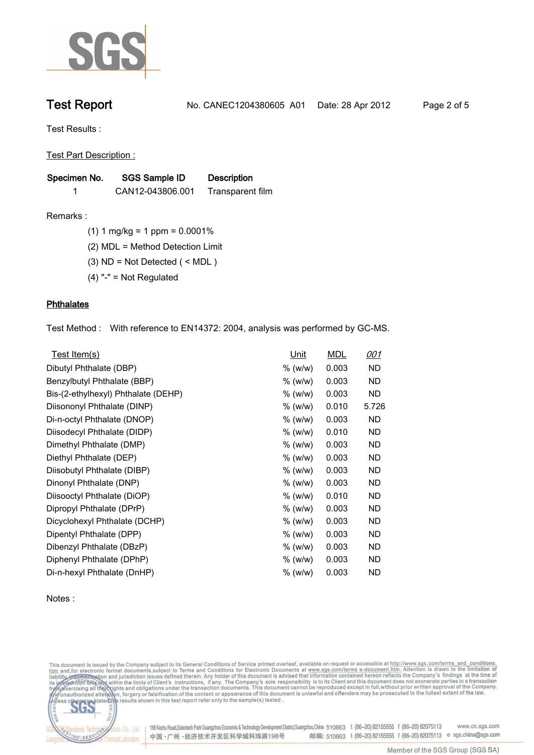# Test Report

No. CANEC1204380605 A01 Date: 28 Apr 2012

Test Results :

Test Part Description :

| Specimen No. | SGS Sample ID | Description |
|---|---|---|
| 1 | CAN12-043806.001 | Transparent film |

Remarks :

(1) 1 mg/kg = 1 ppm = 0.0001%

(2) MDL = Method Detection Limit

(3) ND = Not Detected ( < MDL )

(4) "-" = Not Regulated

## Phthalates

Test Method : With reference to EN14372: 2004, analysis was performed by GC-MS.

| Test Item(s) | Unit | MDL | 001 |
|---|---|---|---|
| Dibutyl Phthalate (DBP) | % (w/w) | 0.003 | ND |
| Benzylbutyl Phthalate (BBP) | % (w/w) | 0.003 | ND |
| Bis-(2-ethylhexyl) Phthalate (DEHP) | % (w/w) | 0.003 | ND |
| Diisononyl Phthalate (DINP) | % (w/w) | 0.010 | 5.726 |
| Di-n-octyl Phthalate (DNOP) | % (w/w) | 0.003 | ND |
| Diisodecyl Phthalate (DIDP) | % (w/w) | 0.010 | ND |
| Dimethyl Phthalate (DMP) | % (w/w) | 0.003 | ND |
| Diethyl Phthalate (DEP) | % (w/w) | 0.003 | ND |
| Diisobutyl Phthalate (DIBP) | % (w/w) | 0.003 | ND |
| Dinonyl Phthalate (DNP) | % (w/w) | 0.003 | ND |
| Diisooctyl Phthalate (DiOP) | % (w/w) | 0.010 | ND |
| Dipropyl Phthalate (DPrP) | % (w/w) | 0.003 | ND |
| Dicyclohexyl Phthalate (DCHP) | % (w/w) | 0.003 | ND |
| Dipentyl Phthalate (DPP) | % (w/w) | 0.003 | ND |
| Dibenzyl Phthalate (DBzP) | % (w/w) | 0.003 | ND |
| Diphenyl Phthalate (DPhP) | % (w/w) | 0.003 | ND |
| Di-n-hexyl Phthalate (DnHP) | % (w/w) | 0.003 | ND |

Notes :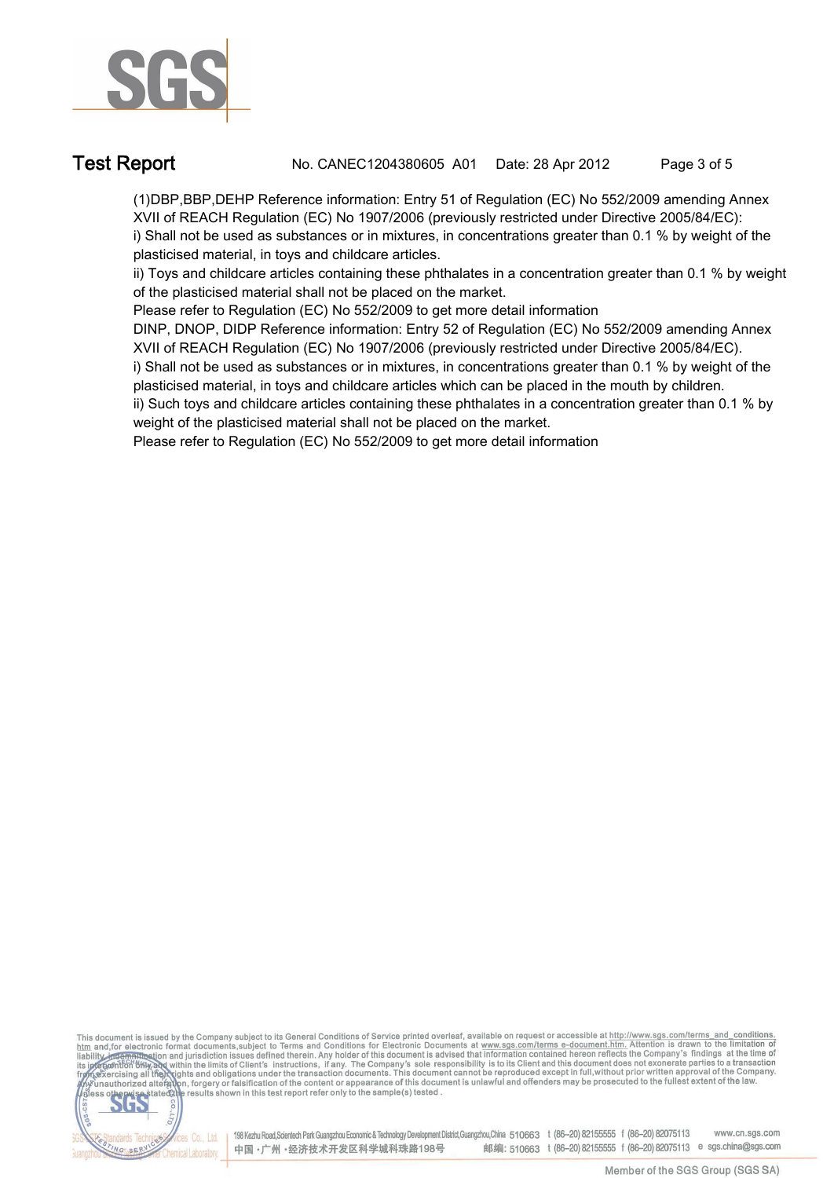(1)DBP,BBP,DEHP Reference information: Entry 51 of Regulation (EC) No 552/2009 amending Annex XVII of REACH Regulation (EC) No 1907/2006 (previously restricted under Directive 2005/84/EC):

i) Shall not be used as substances or in mixtures, in concentrations greater than 0.1 % by weight of the plasticised material, in toys and childcare articles.

ii) Toys and childcare articles containing these phthalates in a concentration greater than 0.1 % by weight of the plasticised material shall not be placed on the market.

Please refer to Regulation (EC) No 552/2009 to get more detail information

DINP, DNOP, DIDP Reference information: Entry 52 of Regulation (EC) No 552/2009 amending Annex XVII of REACH Regulation (EC) No 1907/2006 (previously restricted under Directive 2005/84/EC).

i) Shall not be used as substances or in mixtures, in concentrations greater than 0.1 % by weight of the plasticised material, in toys and childcare articles which can be placed in the mouth by children.

ii) Such toys and childcare articles containing these phthalates in a concentration greater than 0.1 % by weight of the plasticised material shall not be placed on the market.

Please refer to Regulation (EC) No 552/2009 to get more detail information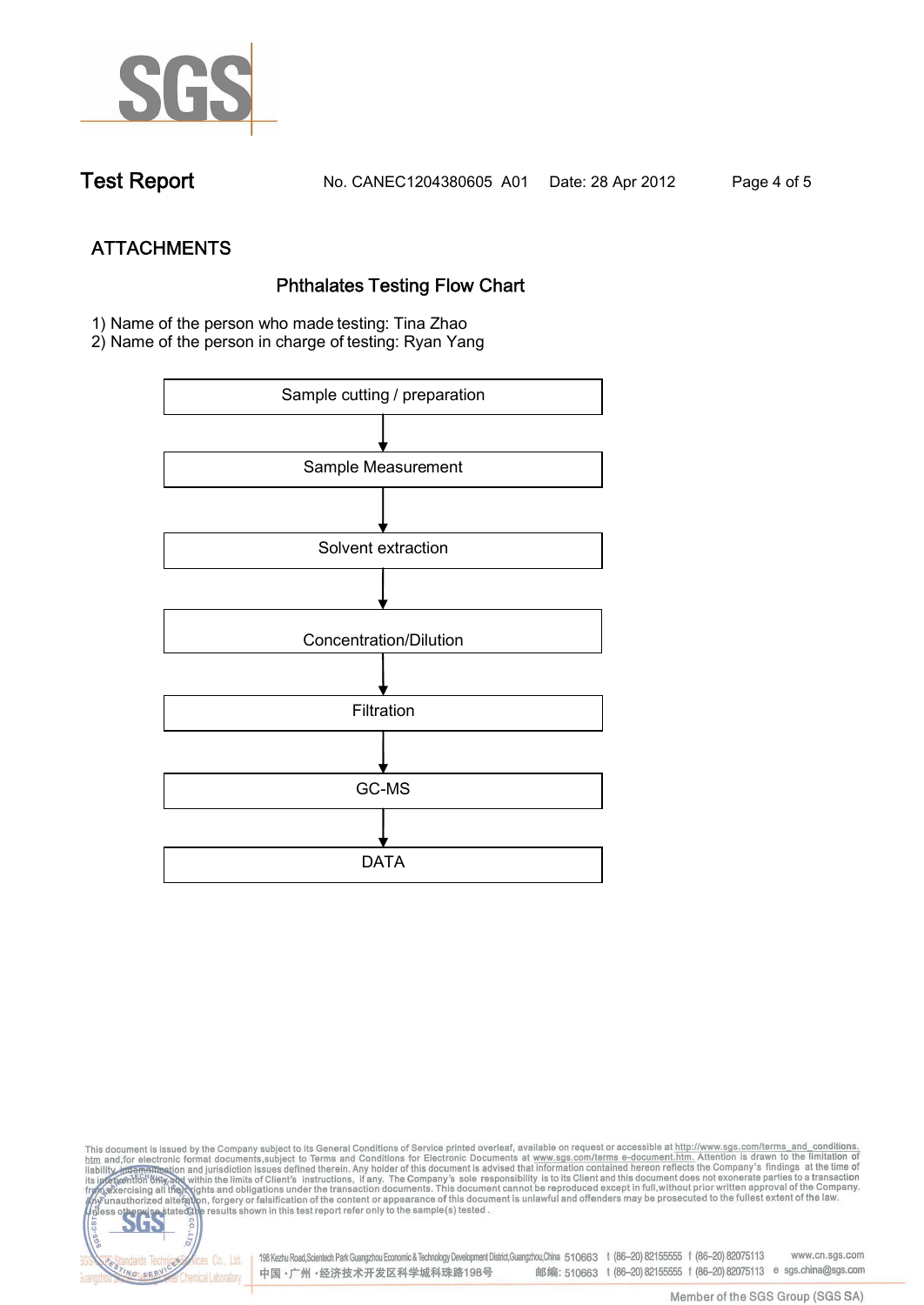## ATTACHMENTS

### Phthalates Testing Flow Chart

1) Name of the person who made testing: Tina Zhao
2) Name of the person in charge of testing: Ryan Yang

Sample cutting / preparation

↓

Sample Measurement

↓

Solvent extraction

↓

Concentration/Dilution

↓

Filtration

↓

GC-MS

↓

DATA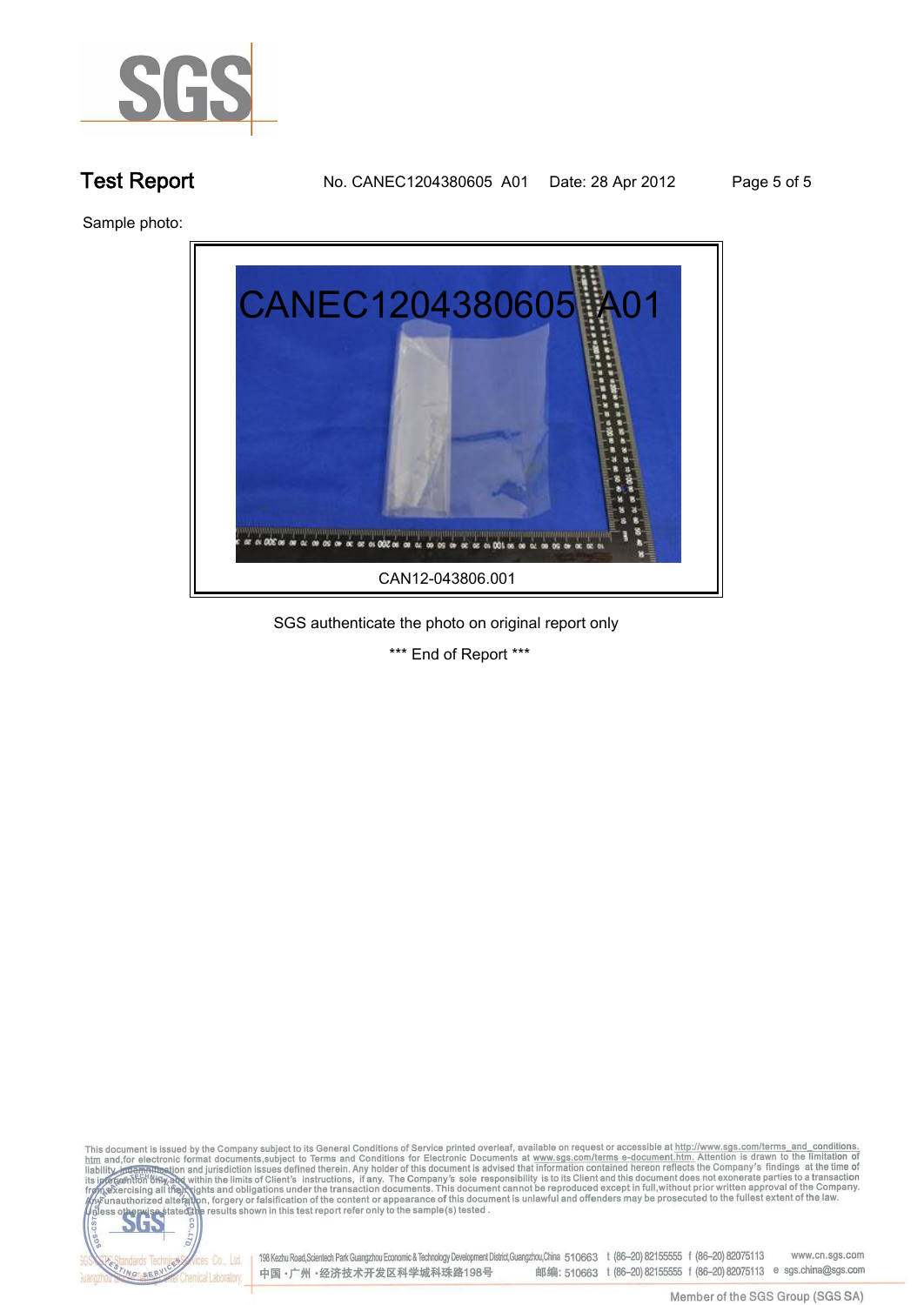**Test Report** No. CANEC1204380605 A01 Date: 28 Apr 2012

Sample photo:

CAN12-043806.001

SGS authenticate the photo on original report only

*** End of Report ***

This document is issued by the Company subject to its General Conditions of Service printed overleaf, available on request or accessible at http://www.sgs.com/terms_and_conditions.htm and, for electronic format documents, subject to Terms and Conditions for Electronic Documents at www.sgs.com/terms_e-document.htm. Attention is drawn to the limitation of liability, indemnification and jurisdiction issues defined therein. Any holder of this document is advised that information contained hereon reflects the Company's findings at the time of its intervention only and within the limits of Client's instructions, if any. The Company's sole responsibility is to its Client and this document does not exonerate parties to a transaction from exercising all their rights and obligations under the transaction documents. This document cannot be reproduced except in full, without prior written approval of the Company. Any unauthorized alteration, forgery or falsification of the content or appearance of this document is unlawful and offenders may be prosecuted to the fullest extent of the law. Unless otherwise stated the results shown in this test report refer only to the sample(s) tested.

198 Kezhu Road, Scientech Park Guangzhou Economic & Technology Development District, Guangzhou, China 510663 t (86-20) 82155555 f (86-20) 82075113 www.cn.sgs.com
中国・广州・经济技术开发区科学城科珠路198号 邮编: 510663 t (86-20) 82155555 f (86-20) 82075113 e sgs.china@sgs.com

Member of the SGS Group (SGS SA)